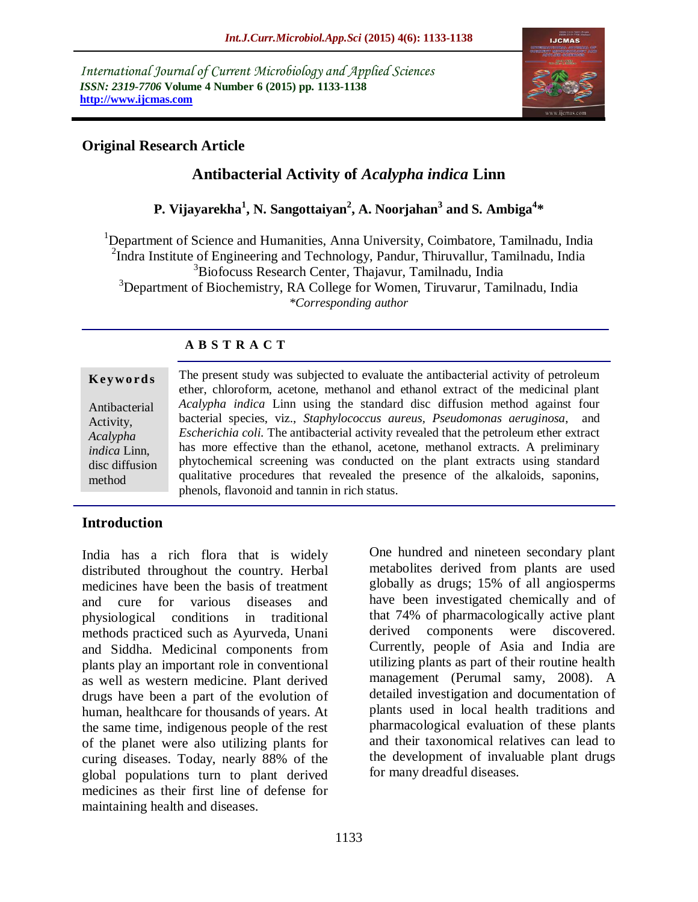International Journal of Current Microbiology and Applied Sciences
***ISSN: 2319-7706*** **Volume 4 Number 6 (2015) pp. 1133-1138**
**http://www.ijcmas.com**

**Original Research Article**

# Antibacterial Activity of *Acalypha indica* Linn

**P. Vijayarekha[1], N. Sangottaiyan[2], A. Noorjahan[3] and S. Ambiga[4]***

[1]Department of Science and Humanities, Anna University, Coimbatore, Tamilnadu, India
[2]Indra Institute of Engineering and Technology, Pandur, Thiruvallur, Tamilnadu, India
[3]Biofocuss Research Center, Thajavur, Tamilnadu, India
[3]Department of Biochemistry, RA College for Women, Tiruvarur, Tamilnadu, India
*\*Corresponding author*

## A B S T R A C T

**Keywords**

Antibacterial Activity, *Acalypha indica* Linn, disc diffusion method

The present study was subjected to evaluate the antibacterial activity of petroleum ether, chloroform, acetone, methanol and ethanol extract of the medicinal plant *Acalypha indica* Linn using the standard disc diffusion method against four bacterial species, viz., *Staphylococcus aureus, Pseudomonas aeruginosa*, and *Escherichia coli.* The antibacterial activity revealed that the petroleum ether extract has more effective than the ethanol, acetone, methanol extracts. A preliminary phytochemical screening was conducted on the plant extracts using standard qualitative procedures that revealed the presence of the alkaloids, saponins, phenols, flavonoid and tannin in rich status.

## Introduction

India has a rich flora that is widely distributed throughout the country. Herbal medicines have been the basis of treatment and cure for various diseases and physiological conditions in traditional methods practiced such as Ayurveda, Unani and Siddha. Medicinal components from plants play an important role in conventional as well as western medicine. Plant derived drugs have been a part of the evolution of human, healthcare for thousands of years. At the same time, indigenous people of the rest of the planet were also utilizing plants for curing diseases. Today, nearly 88% of the global populations turn to plant derived medicines as their first line of defense for maintaining health and diseases.

One hundred and nineteen secondary plant metabolites derived from plants are used globally as drugs; 15% of all angiosperms have been investigated chemically and of that 74% of pharmacologically active plant derived components were discovered. Currently, people of Asia and India are utilizing plants as part of their routine health management (Perumal samy, 2008). A detailed investigation and documentation of plants used in local health traditions and pharmacological evaluation of these plants and their taxonomical relatives can lead to the development of invaluable plant drugs for many dreadful diseases.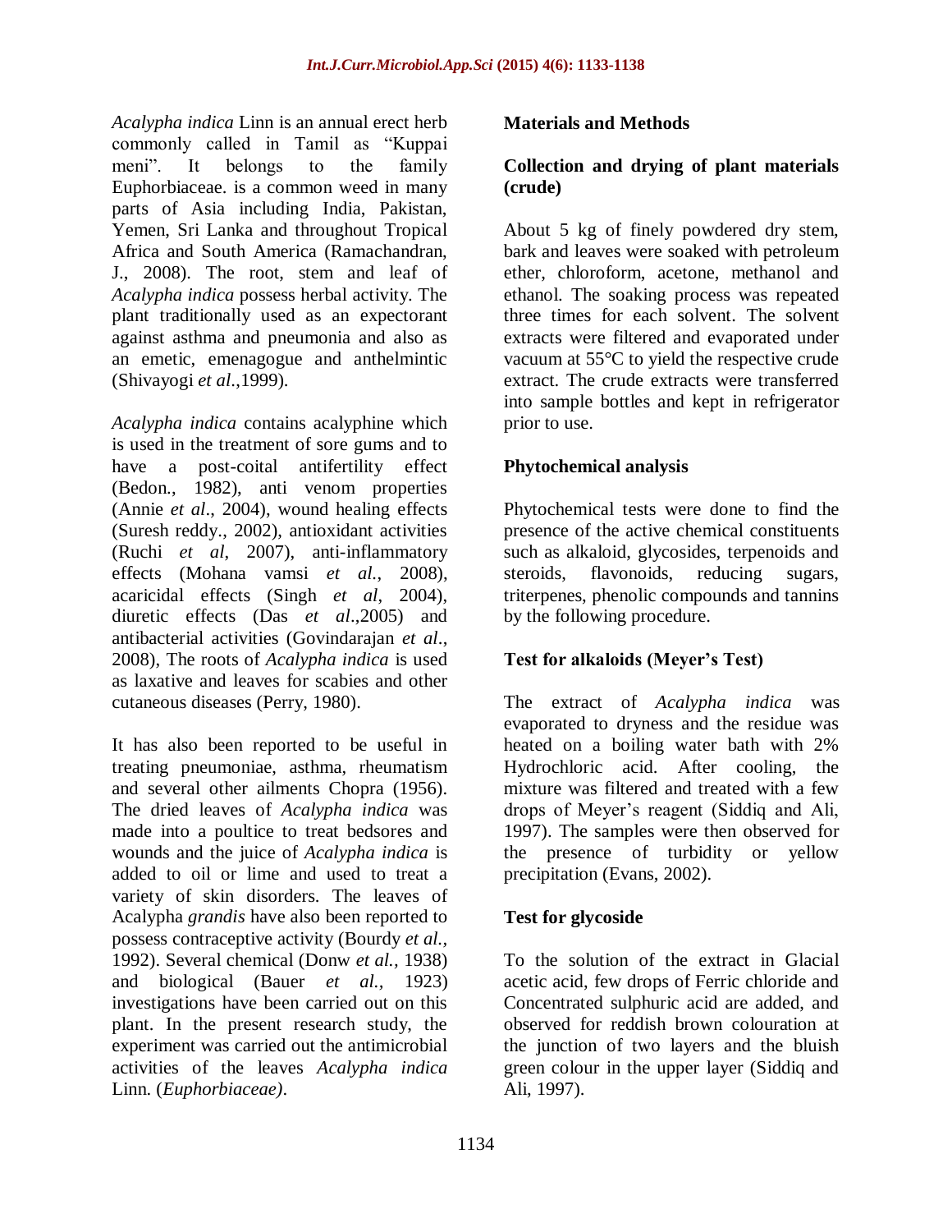*Acalypha indica* Linn is an annual erect herb commonly called in Tamil as "Kuppai meni". It belongs to the family Euphorbiaceae. is a common weed in many parts of Asia including India, Pakistan, Yemen, Sri Lanka and throughout Tropical Africa and South America (Ramachandran, J., 2008). The root, stem and leaf of *Acalypha indica* possess herbal activity. The plant traditionally used as an expectorant against asthma and pneumonia and also as an emetic, emenagogue and anthelmintic (Shivayogi *et al*.,1999).

*Acalypha indica* contains acalyphine which is used in the treatment of sore gums and to have a post-coital antifertility effect (Bedon., 1982), anti venom properties (Annie *et al*., 2004), wound healing effects (Suresh reddy., 2002), antioxidant activities (Ruchi *et al*, 2007), anti-inflammatory effects (Mohana vamsi *et al.,* 2008), acaricidal effects (Singh *et al*, 2004), diuretic effects (Das *et al*.,2005) and antibacterial activities (Govindarajan *et al*., 2008), The roots of *Acalypha indica* is used as laxative and leaves for scabies and other cutaneous diseases (Perry, 1980).

It has also been reported to be useful in treating pneumoniae, asthma, rheumatism and several other ailments Chopra (1956). The dried leaves of *Acalypha indica* was made into a poultice to treat bedsores and wounds and the juice of *Acalypha indica* is added to oil or lime and used to treat a variety of skin disorders. The leaves of Acalypha *grandis* have also been reported to possess contraceptive activity (Bourdy *et al.,* 1992). Several chemical (Donw *et al.,* 1938) and biological (Bauer *et al.,* 1923) investigations have been carried out on this plant. In the present research study, the experiment was carried out the antimicrobial activities of the leaves *Acalypha indica* Linn. (*Euphorbiaceae)*.

## Materials and Methods

### Collection and drying of plant materials (crude)

About 5 kg of finely powdered dry stem, bark and leaves were soaked with petroleum ether, chloroform, acetone, methanol and ethanol. The soaking process was repeated three times for each solvent. The solvent extracts were filtered and evaporated under vacuum at 55°C to yield the respective crude extract. The crude extracts were transferred into sample bottles and kept in refrigerator prior to use.

### Phytochemical analysis

Phytochemical tests were done to find the presence of the active chemical constituents such as alkaloid, glycosides, terpenoids and steroids, flavonoids, reducing sugars, triterpenes, phenolic compounds and tannins by the following procedure.

### Test for alkaloids (Meyer's Test)

The extract of *Acalypha indica* was evaporated to dryness and the residue was heated on a boiling water bath with 2% Hydrochloric acid. After cooling, the mixture was filtered and treated with a few drops of Meyer's reagent (Siddiq and Ali, 1997). The samples were then observed for the presence of turbidity or yellow precipitation (Evans, 2002).

### Test for glycoside

To the solution of the extract in Glacial acetic acid, few drops of Ferric chloride and Concentrated sulphuric acid are added, and observed for reddish brown colouration at the junction of two layers and the bluish green colour in the upper layer (Siddiq and Ali, 1997).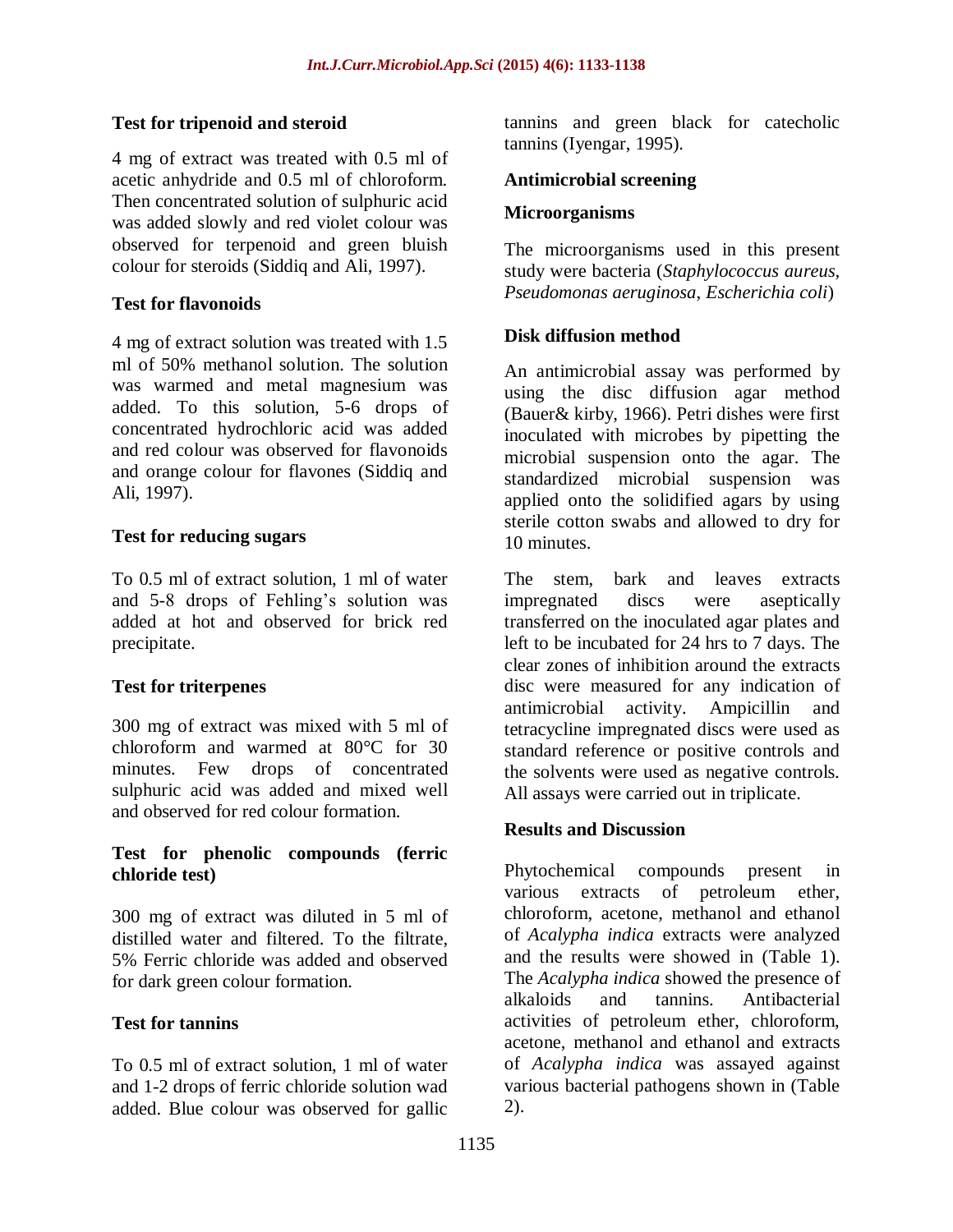### Test for tripenoid and steroid

4 mg of extract was treated with 0.5 ml of acetic anhydride and 0.5 ml of chloroform. Then concentrated solution of sulphuric acid was added slowly and red violet colour was observed for terpenoid and green bluish colour for steroids (Siddiq and Ali, 1997).

### Test for flavonoids

4 mg of extract solution was treated with 1.5 ml of 50% methanol solution. The solution was warmed and metal magnesium was added. To this solution, 5-6 drops of concentrated hydrochloric acid was added and red colour was observed for flavonoids and orange colour for flavones (Siddiq and Ali, 1997).

### Test for reducing sugars

To 0.5 ml of extract solution, 1 ml of water and 5-8 drops of Fehling's solution was added at hot and observed for brick red precipitate.

### Test for triterpenes

300 mg of extract was mixed with 5 ml of chloroform and warmed at 80°C for 30 minutes. Few drops of concentrated sulphuric acid was added and mixed well and observed for red colour formation.

### Test for phenolic compounds (ferric chloride test)

300 mg of extract was diluted in 5 ml of distilled water and filtered. To the filtrate, 5% Ferric chloride was added and observed for dark green colour formation.

### Test for tannins

To 0.5 ml of extract solution, 1 ml of water and 1-2 drops of ferric chloride solution wad added. Blue colour was observed for gallic tannins and green black for catecholic tannins (Iyengar, 1995).

## Antimicrobial screening

### Microorganisms

The microorganisms used in this present study were bacteria (*Staphylococcus aureus, Pseudomonas aeruginosa, Escherichia coli*)

### Disk diffusion method

An antimicrobial assay was performed by using the disc diffusion agar method (Bauer& kirby, 1966). Petri dishes were first inoculated with microbes by pipetting the microbial suspension onto the agar. The standardized microbial suspension was applied onto the solidified agars by using sterile cotton swabs and allowed to dry for 10 minutes.

The stem, bark and leaves extracts impregnated discs were aseptically transferred on the inoculated agar plates and left to be incubated for 24 hrs to 7 days. The clear zones of inhibition around the extracts disc were measured for any indication of antimicrobial activity. Ampicillin and tetracycline impregnated discs were used as standard reference or positive controls and the solvents were used as negative controls. All assays were carried out in triplicate.

## Results and Discussion

Phytochemical compounds present in various extracts of petroleum ether, chloroform, acetone, methanol and ethanol of *Acalypha indica* extracts were analyzed and the results were showed in (Table 1). The *Acalypha indica* showed the presence of alkaloids and tannins. Antibacterial activities of petroleum ether, chloroform, acetone, methanol and ethanol and extracts of *Acalypha indica* was assayed against various bacterial pathogens shown in (Table 2).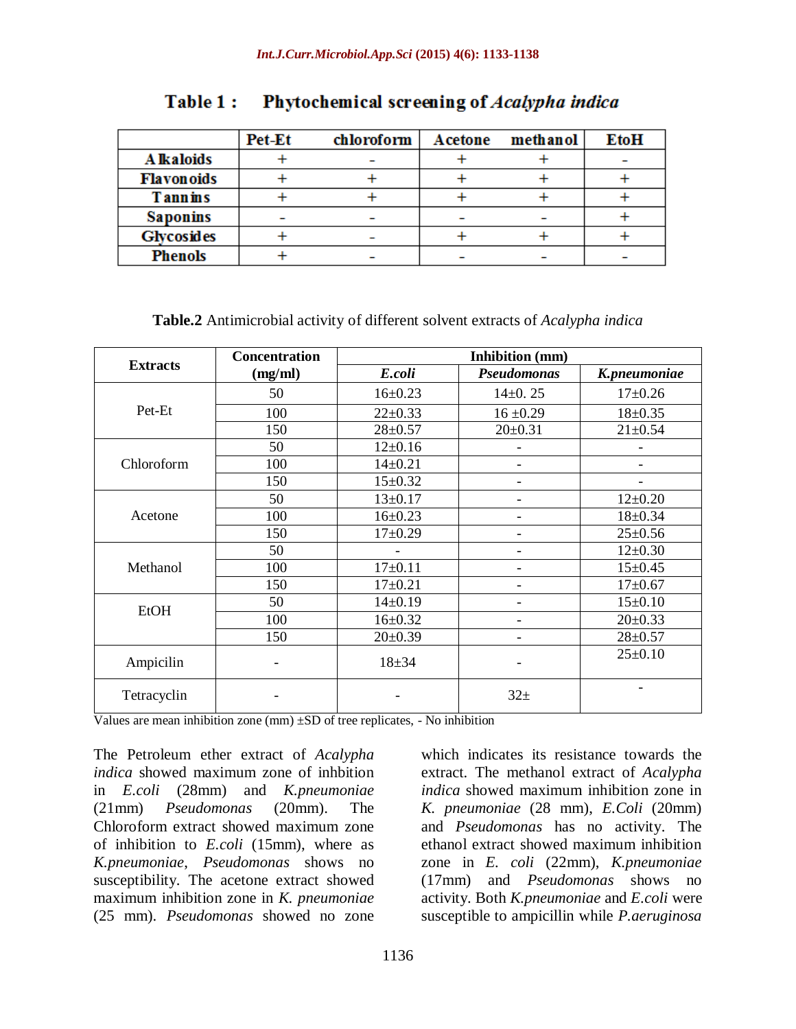**Table 1 : Phytochemical screening of *Acalypha indica***

| | Pet-Et | chloroform | Acetone | methanol | EtoH |
|---|---|---|---|---|---|
| **Alkaloids** | + | - | + | + | - |
| **Flavonoids** | + | + | + | + | + |
| **Tannins** | + | + | + | + | + |
| **Saponins** | - | - | - | - | + |
| **Glycosides** | + | - | + | + | + |
| **Phenols** | + | - | - | - | - |

**Table.2** Antimicrobial activity of different solvent extracts of *Acalypha indica*

| **Extracts** | **Concentration (mg/ml)** | **Inhibition (mm)** | | |
|---|---|---|---|---|
| | | ***E.coli*** | ***Pseudomonas*** | ***K.pneumoniae*** |
| Pet-Et | 50 | 16±0.23 | 14±0. 25 | 17±0.26 |
| | 100 | 22±0.33 | 16 ±0.29 | 18±0.35 |
| | 150 | 28±0.57 | 20±0.31 | 21±0.54 |
| Chloroform | 50 | 12±0.16 | - | - |
| | 100 | 14±0.21 | - | - |
| | 150 | 15±0.32 | - | - |
| Acetone | 50 | 13±0.17 | - | 12±0.20 |
| | 100 | 16±0.23 | - | 18±0.34 |
| | 150 | 17±0.29 | - | 25±0.56 |
| Methanol | 50 | - | - | 12±0.30 |
| | 100 | 17±0.11 | - | 15±0.45 |
| | 150 | 17±0.21 | - | 17±0.67 |
| EtOH | 50 | 14±0.19 | - | 15±0.10 |
| | 100 | 16±0.32 | - | 20±0.33 |
| | 150 | 20±0.39 | - | 28±0.57 |
| Ampicilin | - | 18±34 | - | 25±0.10 |
| Tetracyclin | - | - | 32± | - |

Values are mean inhibition zone (mm) ±SD of tree replicates, - No inhibition

The Petroleum ether extract of *Acalypha indica* showed maximum zone of inhbition in *E.coli* (28mm) and *K.pneumoniae* (21mm) *Pseudomonas* (20mm). The Chloroform extract showed maximum zone of inhibition to *E.coli* (15mm), where as *K.pneumoniae*, *Pseudomonas* shows no susceptibility. The acetone extract showed maximum inhibition zone in *K. pneumoniae* (25 mm). *Pseudomonas* showed no zone which indicates its resistance towards the extract. The methanol extract of *Acalypha indica* showed maximum inhibition zone in *K. pneumoniae* (28 mm), *E.Coli* (20mm) and *Pseudomonas* has no activity. The ethanol extract showed maximum inhibition zone in *E. coli* (22mm), *K.pneumoniae* (17mm) and *Pseudomonas* shows no activity. Both *K.pneumoniae* and *E.coli* were susceptible to ampicillin while *P.aeruginosa*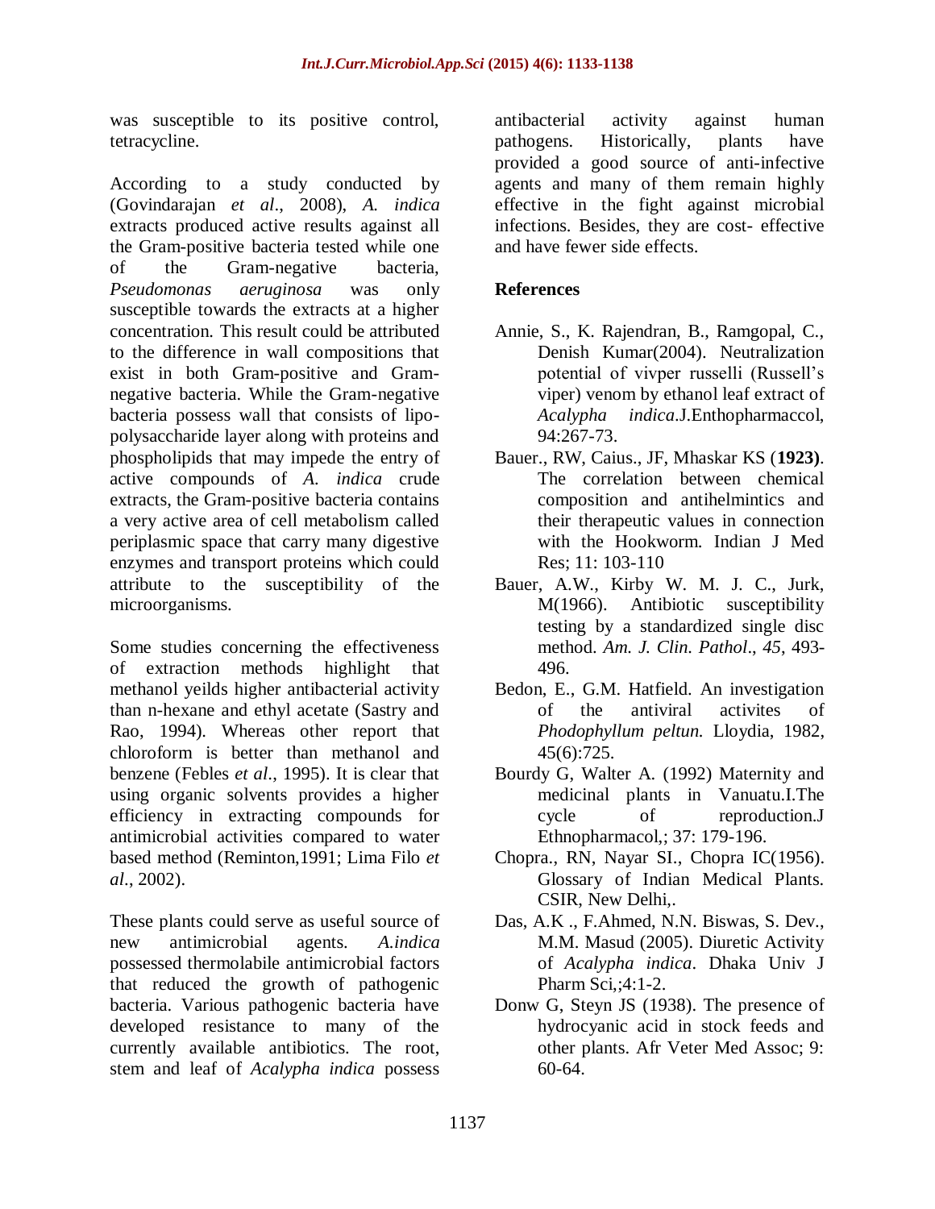was susceptible to its positive control, tetracycline.

According to a study conducted by (Govindarajan *et al*., 2008), *A. indica* extracts produced active results against all the Gram-positive bacteria tested while one of the Gram-negative bacteria, *Pseudomonas aeruginosa* was only susceptible towards the extracts at a higher concentration. This result could be attributed to the difference in wall compositions that exist in both Gram-positive and Gram-negative bacteria. While the Gram-negative bacteria possess wall that consists of lipo-polysaccharide layer along with proteins and phospholipids that may impede the entry of active compounds of *A. indica* crude extracts, the Gram-positive bacteria contains a very active area of cell metabolism called periplasmic space that carry many digestive enzymes and transport proteins which could attribute to the susceptibility of the microorganisms.

Some studies concerning the effectiveness of extraction methods highlight that methanol yeilds higher antibacterial activity than n-hexane and ethyl acetate (Sastry and Rao, 1994). Whereas other report that chloroform is better than methanol and benzene (Febles *et al*., 1995). It is clear that using organic solvents provides a higher efficiency in extracting compounds for antimicrobial activities compared to water based method (Reminton,1991; Lima Filo *et al*., 2002).

These plants could serve as useful source of new antimicrobial agents. *A.indica* possessed thermolabile antimicrobial factors that reduced the growth of pathogenic bacteria. Various pathogenic bacteria have developed resistance to many of the currently available antibiotics. The root, stem and leaf of *Acalypha indica* possess antibacterial activity against human pathogens. Historically, plants have provided a good source of anti-infective agents and many of them remain highly effective in the fight against microbial infections. Besides, they are cost- effective and have fewer side effects.

## References

- Annie, S., K. Rajendran, B., Ramgopal, C., Denish Kumar(2004). Neutralization potential of vivper russelli (Russell's viper) venom by ethanol leaf extract of *Acalypha indica*.J.Enthopharmaccol, 94:267-73.
- Bauer., RW, Caius., JF, Mhaskar KS (**1923)**. The correlation between chemical composition and antihelmintics and their therapeutic values in connection with the Hookworm. Indian J Med Res; 11: 103-110
- Bauer, A.W., Kirby W. M. J. C., Jurk, M(1966). Antibiotic susceptibility testing by a standardized single disc method. *Am. J. Clin. Pathol*., *45*, 493-496.
- Bedon, E., G.M. Hatfield. An investigation of the antiviral activites of *Phodophyllum peltun.* Lloydia, 1982, 45(6):725.
- Bourdy G, Walter A. (1992) Maternity and medicinal plants in Vanuatu.I.The cycle of reproduction.J Ethnopharmacol,; 37: 179-196.
- Chopra., RN, Nayar SI., Chopra IC(1956). Glossary of Indian Medical Plants. CSIR, New Delhi,.
- Das, A.K ., F.Ahmed, N.N. Biswas, S. Dev., M.M. Masud (2005). Diuretic Activity of *Acalypha indica*. Dhaka Univ J Pharm Sci,;4:1-2.
- Donw G, Steyn JS (1938). The presence of hydrocyanic acid in stock feeds and other plants. Afr Veter Med Assoc; 9: 60-64.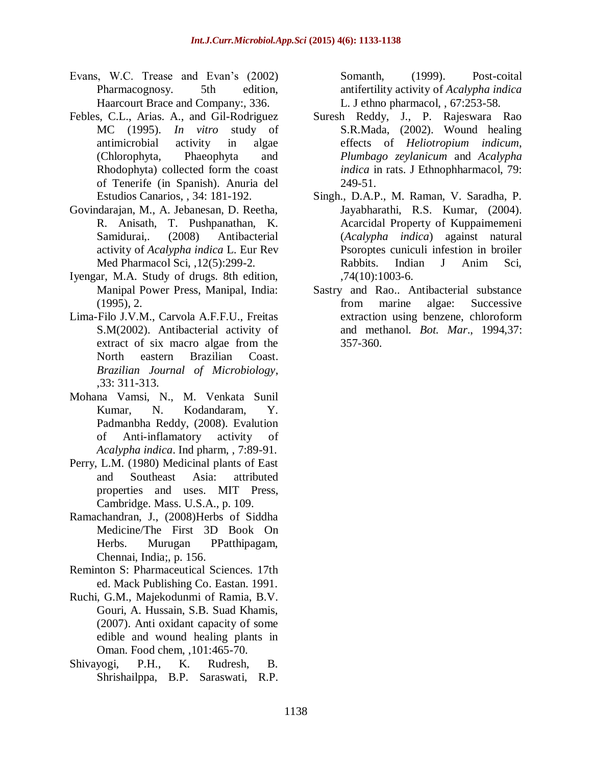Evans, W.C. Trease and Evan's (2002) Pharmacognosy. 5th edition, Haarcourt Brace and Company:, 336.

Febles, C.L., Arias. A., and Gil-Rodriguez MC (1995). *In vitro* study of antimicrobial activity in algae (Chlorophyta, Phaeophyta and Rhodophyta) collected form the coast of Tenerife (in Spanish). Anuria del Estudios Canarios, , 34: 181-192.

Govindarajan, M., A. Jebanesan, D. Reetha, R. Anisath, T. Pushpanathan, K. Samidurai,. (2008) Antibacterial activity of *Acalypha indica* L. Eur Rev Med Pharmacol Sci, ,12(5):299-2.

Iyengar, M.A. Study of drugs. 8th edition, Manipal Power Press, Manipal, India: (1995), 2.

Lima-Filo J.V.M., Carvola A.F.F.U., Freitas S.M(2002). Antibacterial activity of extract of six macro algae from the North eastern Brazilian Coast. *Brazilian Journal of Microbiology*, ,33: 311-313.

Mohana Vamsi, N., M. Venkata Sunil Kumar, N. Kodandaram, Y. Padmanbha Reddy, (2008). Evalution of Anti-inflamatory activity of *Acalypha indica*. Ind pharm, , 7:89-91.

Perry, L.M. (1980) Medicinal plants of East and Southeast Asia: attributed properties and uses. MIT Press, Cambridge. Mass. U.S.A., p. 109.

Ramachandran, J., (2008)Herbs of Siddha Medicine/The First 3D Book On Herbs. Murugan PPatthipagam, Chennai, India;, p. 156.

Reminton S: Pharmaceutical Sciences. 17th ed. Mack Publishing Co. Eastan. 1991.

Ruchi, G.M., Majekodunmi of Ramia, B.V. Gouri, A. Hussain, S.B. Suad Khamis, (2007). Anti oxidant capacity of some edible and wound healing plants in Oman. Food chem, ,101:465-70.

Shivayogi, P.H., K. Rudresh, B. Shrishailppa, B.P. Saraswati, R.P. Somanth, (1999). Post-coital antifertility activity of *Acalypha indica* L. J ethno pharmacol, , 67:253-58.

Suresh Reddy, J., P. Rajeswara Rao S.R.Mada, (2002). Wound healing effects of *Heliotropium indicum*, *Plumbago zeylanicum* and *Acalypha indica* in rats. J Ethnophharmacol, 79: 249-51.

Singh., D.A.P., M. Raman, V. Saradha, P. Jayabharathi, R.S. Kumar, (2004). Acarcidal Property of Kuppaimemeni (*Acalypha indica*) against natural Psoroptes cuniculi infestion in broiler Rabbits. Indian J Anim Sci, ,74(10):1003-6.

Sastry and Rao.. Antibacterial substance from marine algae: Successive extraction using benzene, chloroform and methanol. *Bot. Mar*., 1994,37: 357-360.